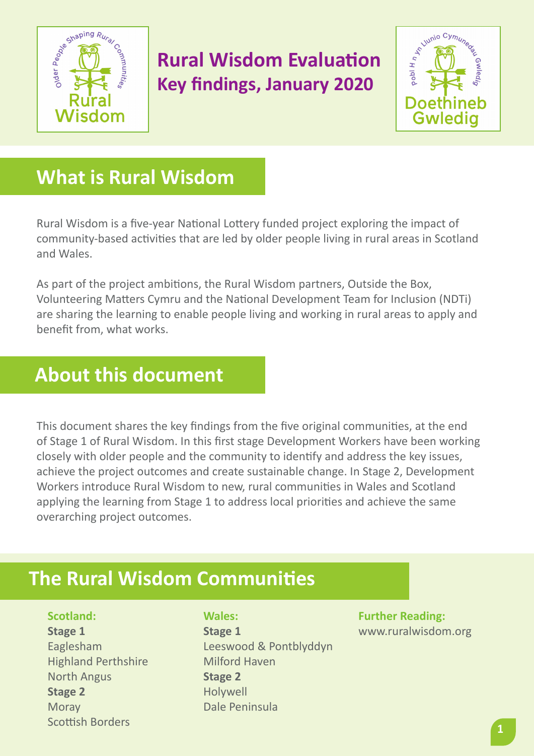# Rural Wisdom Evaluation
## Key findings, January 2020

## What is Rural Wisdom

Rural Wisdom is a five-year National Lottery funded project exploring the impact of community-based activities that are led by older people living in rural areas in Scotland and Wales.

As part of the project ambitions, the Rural Wisdom partners, Outside the Box, Volunteering Matters Cymru and the National Development Team for Inclusion (NDTi) are sharing the learning to enable people living and working in rural areas to apply and benefit from, what works.

## About this document

This document shares the key findings from the five original communities, at the end of Stage 1 of Rural Wisdom. In this first stage Development Workers have been working closely with older people and the community to identify and address the key issues, achieve the project outcomes and create sustainable change. In Stage 2, Development Workers introduce Rural Wisdom to new, rural communities in Wales and Scotland applying the learning from Stage 1 to address local priorities and achieve the same overarching project outcomes.

## The Rural Wisdom Communities

**Scotland:**

**Stage 1**
Eaglesham
Highland Perthshire
North Angus

**Stage 2**
Moray
Scottish Borders

**Wales:**

**Stage 1**
Leeswood & Pontblyddyn
Milford Haven

**Stage 2**
Holywell
Dale Peninsula

**Further Reading:**
www.ruralwisdom.org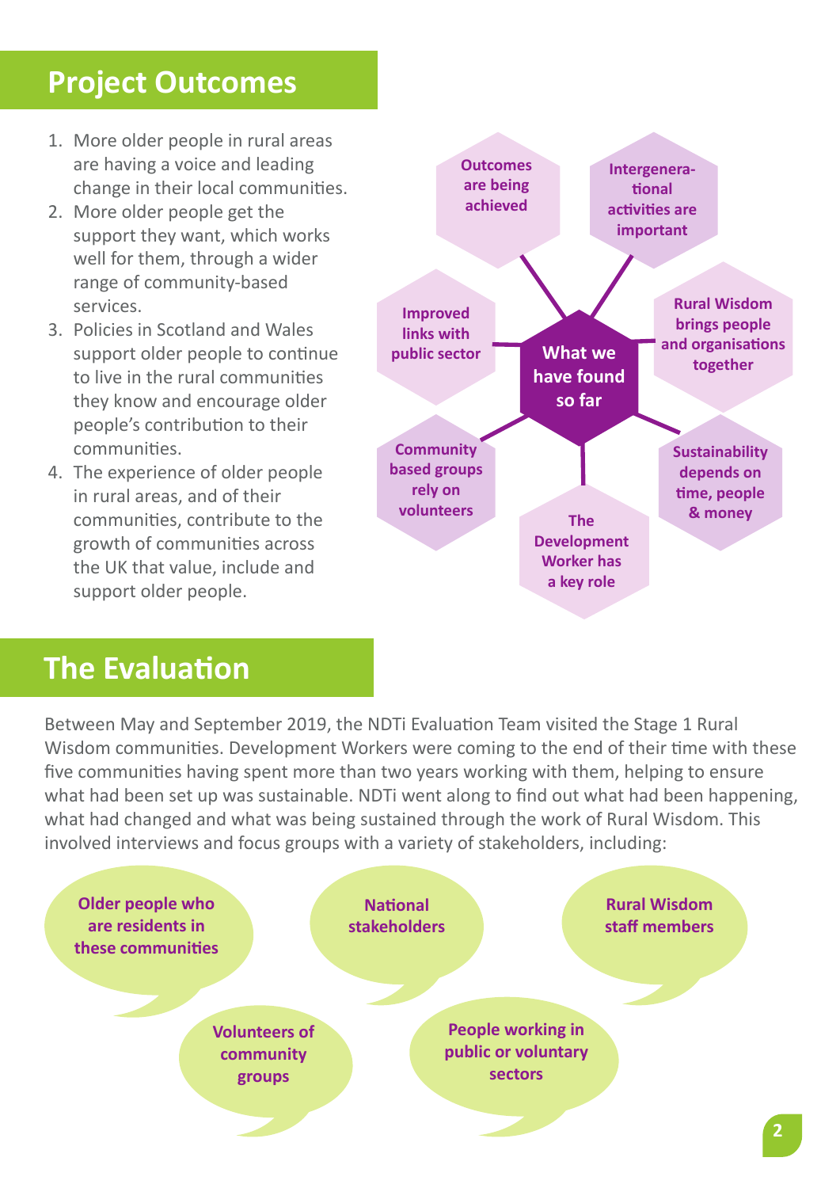## Project Outcomes

1. More older people in rural areas are having a voice and leading change in their local communities.
2. More older people get the support they want, which works well for them, through a wider range of community-based services.
3. Policies in Scotland and Wales support older people to continue to live in the rural communities they know and encourage older people's contribution to their communities.
4. The experience of older people in rural areas, and of their communities, contribute to the growth of communities across the UK that value, include and support older people.

**What we have found so far**

- Outcomes are being achieved
- Intergenerational activities are important
- Rural Wisdom brings people and organisations together
- Sustainability depends on time, people & money
- The Development Worker has a key role
- Community based groups rely on volunteers
- Improved links with public sector

## The Evaluation

Between May and September 2019, the NDTi Evaluation Team visited the Stage 1 Rural Wisdom communities. Development Workers were coming to the end of their time with these five communities having spent more than two years working with them, helping to ensure what had been set up was sustainable. NDTi went along to find out what had been happening, what had changed and what was being sustained through the work of Rural Wisdom. This involved interviews and focus groups with a variety of stakeholders, including:

- Older people who are residents in these communities
- National stakeholders
- Rural Wisdom staff members
- Volunteers of community groups
- People working in public or voluntary sectors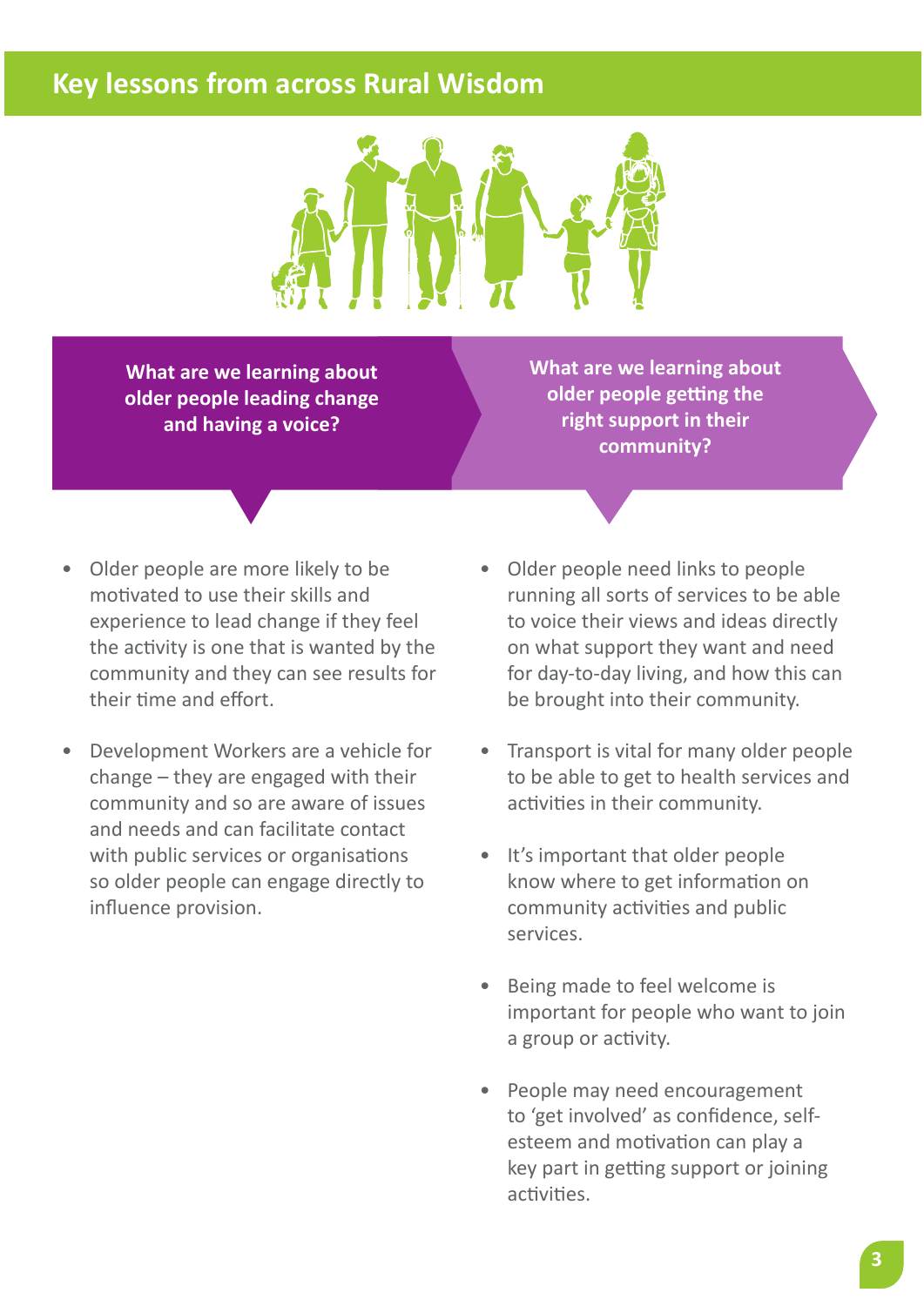# Key lessons from across Rural Wisdom

## What are we learning about older people leading change and having a voice?

- Older people are more likely to be motivated to use their skills and experience to lead change if they feel the activity is one that is wanted by the community and they can see results for their time and effort.
- Development Workers are a vehicle for change – they are engaged with their community and so are aware of issues and needs and can facilitate contact with public services or organisations so older people can engage directly to influence provision.

## What are we learning about older people getting the right support in their community?

- Older people need links to people running all sorts of services to be able to voice their views and ideas directly on what support they want and need for day-to-day living, and how this can be brought into their community.
- Transport is vital for many older people to be able to get to health services and activities in their community.
- It's important that older people know where to get information on community activities and public services.
- Being made to feel welcome is important for people who want to join a group or activity.
- People may need encouragement to 'get involved' as confidence, self-esteem and motivation can play a key part in getting support or joining activities.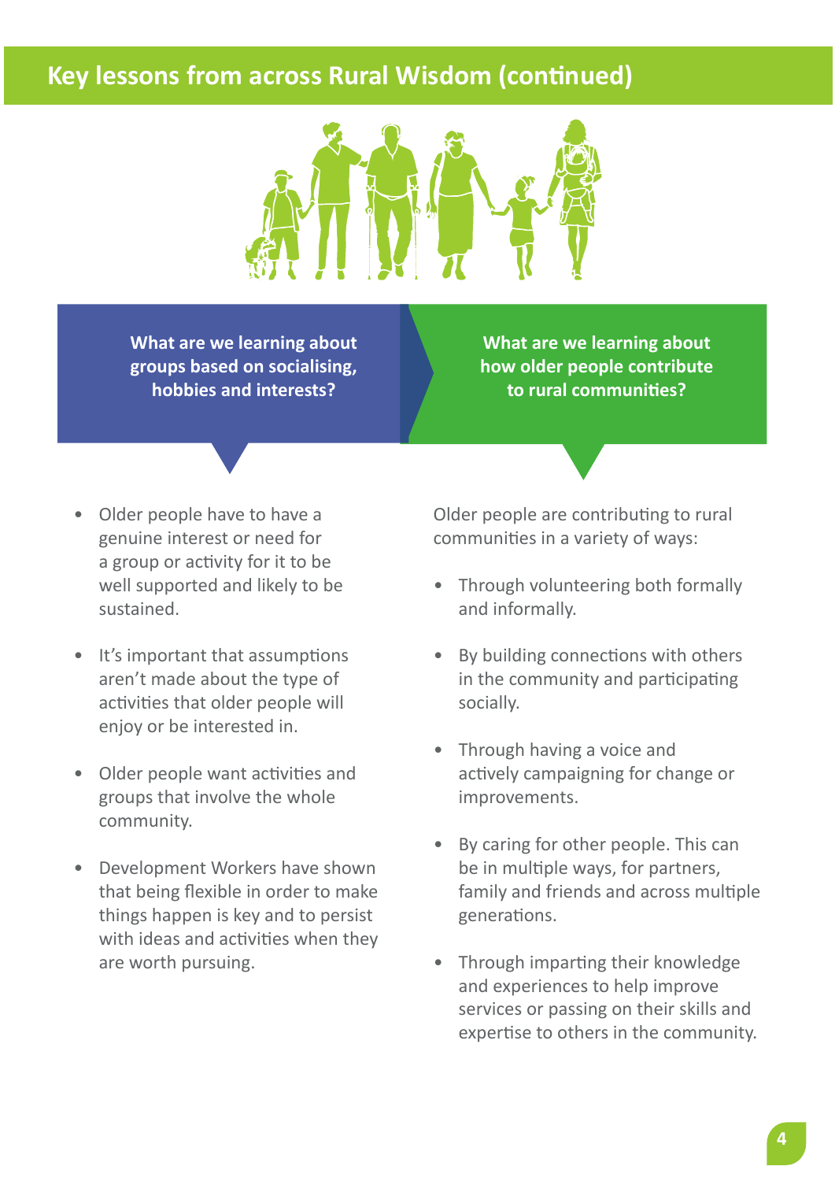# Key lessons from across Rural Wisdom (continued)

## What are we learning about groups based on socialising, hobbies and interests?

- Older people have to have a genuine interest or need for a group or activity for it to be well supported and likely to be sustained.
- It's important that assumptions aren't made about the type of activities that older people will enjoy or be interested in.
- Older people want activities and groups that involve the whole community.
- Development Workers have shown that being flexible in order to make things happen is key and to persist with ideas and activities when they are worth pursuing.

## What are we learning about how older people contribute to rural communities?

Older people are contributing to rural communities in a variety of ways:

- Through volunteering both formally and informally.
- By building connections with others in the community and participating socially.
- Through having a voice and actively campaigning for change or improvements.
- By caring for other people. This can be in multiple ways, for partners, family and friends and across multiple generations.
- Through imparting their knowledge and experiences to help improve services or passing on their skills and expertise to others in the community.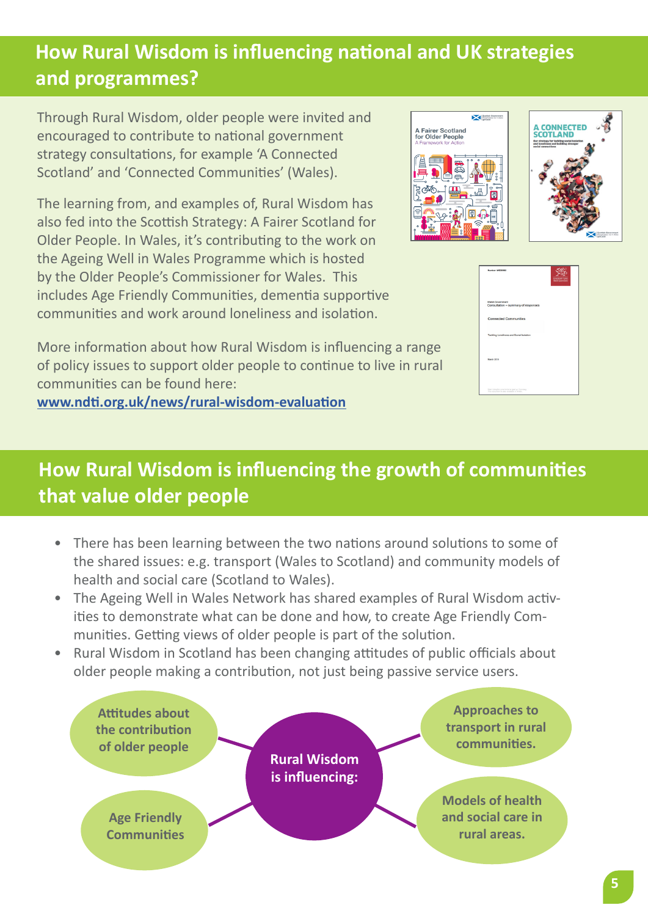## How Rural Wisdom is influencing national and UK strategies and programmes?

Through Rural Wisdom, older people were invited and encouraged to contribute to national government strategy consultations, for example 'A Connected Scotland' and 'Connected Communities' (Wales).

The learning from, and examples of, Rural Wisdom has also fed into the Scottish Strategy: A Fairer Scotland for Older People. In Wales, it's contributing to the work on the Ageing Well in Wales Programme which is hosted by the Older People's Commissioner for Wales. This includes Age Friendly Communities, dementia supportive communities and work around loneliness and isolation.

More information about how Rural Wisdom is influencing a range of policy issues to support older people to continue to live in rural communities can be found here:
[www.ndti.org.uk/news/rural-wisdom-evaluation](www.ndti.org.uk/news/rural-wisdom-evaluation)

## How Rural Wisdom is influencing the growth of communities that value older people

- There has been learning between the two nations around solutions to some of the shared issues: e.g. transport (Wales to Scotland) and community models of health and social care (Scotland to Wales).
- The Ageing Well in Wales Network has shared examples of Rural Wisdom activities to demonstrate what can be done and how, to create Age Friendly Communities. Getting views of older people is part of the solution.
- Rural Wisdom in Scotland has been changing attitudes of public officials about older people making a contribution, not just being passive service users.

**Rural Wisdom is influencing:**

- Attitudes about the contribution of older people
- Age Friendly Communities
- Approaches to transport in rural communities.
- Models of health and social care in rural areas.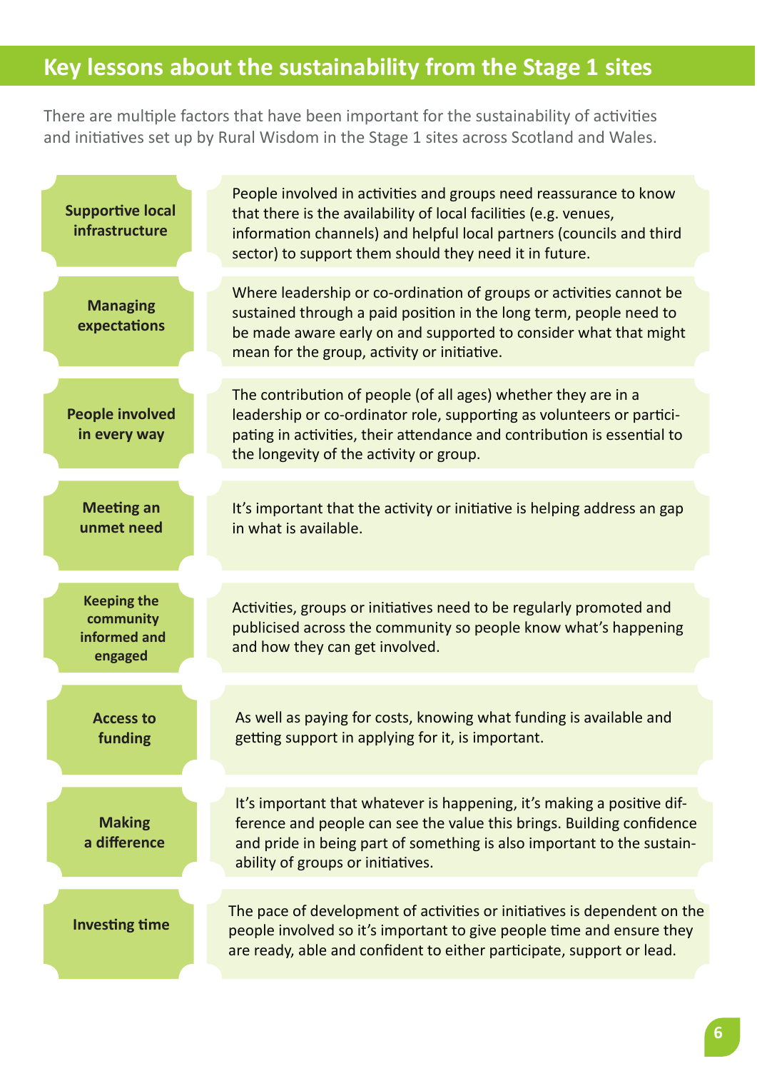## Key lessons about the sustainability from the Stage 1 sites

There are multiple factors that have been important for the sustainability of activities and initiatives set up by Rural Wisdom in the Stage 1 sites across Scotland and Wales.

| | |
|---|---|
| **Supportive local infrastructure** | People involved in activities and groups need reassurance to know that there is the availability of local facilities (e.g. venues, information channels) and helpful local partners (councils and third sector) to support them should they need it in future. |
| **Managing expectations** | Where leadership or co-ordination of groups or activities cannot be sustained through a paid position in the long term, people need to be made aware early on and supported to consider what that might mean for the group, activity or initiative. |
| **People involved in every way** | The contribution of people (of all ages) whether they are in a leadership or co-ordinator role, supporting as volunteers or participating in activities, their attendance and contribution is essential to the longevity of the activity or group. |
| **Meeting an unmet need** | It's important that the activity or initiative is helping address an gap in what is available. |
| **Keeping the community informed and engaged** | Activities, groups or initiatives need to be regularly promoted and publicised across the community so people know what's happening and how they can get involved. |
| **Access to funding** | As well as paying for costs, knowing what funding is available and getting support in applying for it, is important. |
| **Making a difference** | It's important that whatever is happening, it's making a positive difference and people can see the value this brings. Building confidence and pride in being part of something is also important to the sustainability of groups or initiatives. |
| **Investing time** | The pace of development of activities or initiatives is dependent on the people involved so it's important to give people time and ensure they are ready, able and confident to either participate, support or lead. |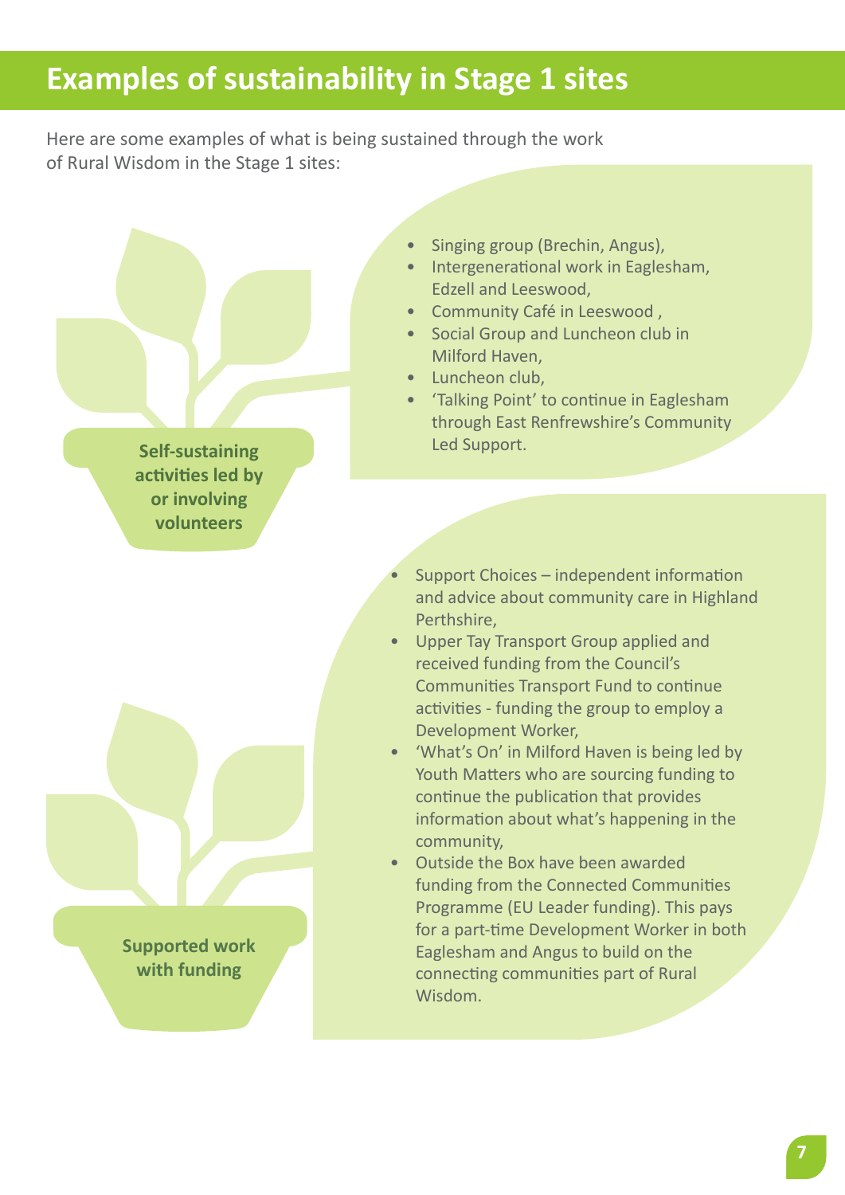# Examples of sustainability in Stage 1 sites

Here are some examples of what is being sustained through the work of Rural Wisdom in the Stage 1 sites:

**Self-sustaining activities led by or involving volunteers**

- Singing group (Brechin, Angus),
- Intergenerational work in Eaglesham, Edzell and Leeswood,
- Community Café in Leeswood ,
- Social Group and Luncheon club in Milford Haven,
- Luncheon club,
- 'Talking Point' to continue in Eaglesham through East Renfrewshire's Community Led Support.

**Supported work with funding**

- Support Choices – independent information and advice about community care in Highland Perthshire,
- Upper Tay Transport Group applied and received funding from the Council's Communities Transport Fund to continue activities - funding the group to employ a Development Worker,
- 'What's On' in Milford Haven is being led by Youth Matters who are sourcing funding to continue the publication that provides information about what's happening in the community,
- Outside the Box have been awarded funding from the Connected Communities Programme (EU Leader funding). This pays for a part-time Development Worker in both Eaglesham and Angus to build on the connecting communities part of Rural Wisdom.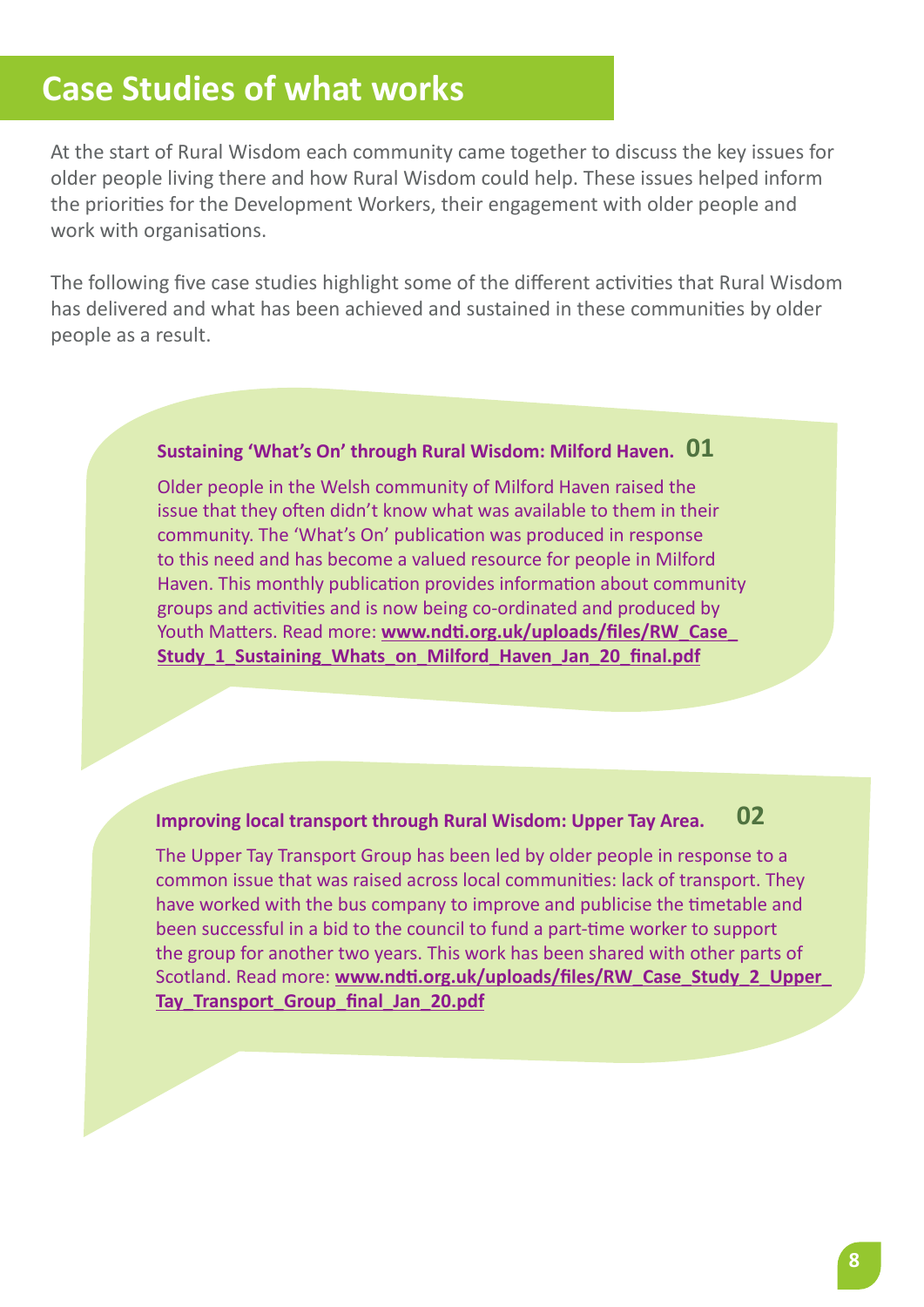# Case Studies of what works

At the start of Rural Wisdom each community came together to discuss the key issues for older people living there and how Rural Wisdom could help. These issues helped inform the priorities for the Development Workers, their engagement with older people and work with organisations.

The following five case studies highlight some of the different activities that Rural Wisdom has delivered and what has been achieved and sustained in these communities by older people as a result.

### Sustaining 'What's On' through Rural Wisdom: Milford Haven. 01

Older people in the Welsh community of Milford Haven raised the issue that they often didn't know what was available to them in their community. The 'What's On' publication was produced in response to this need and has become a valued resource for people in Milford Haven. This monthly publication provides information about community groups and activities and is now being co-ordinated and produced by Youth Matters. Read more: **www.ndti.org.uk/uploads/files/RW_Case_Study_1_Sustaining_Whats_on_Milford_Haven_Jan_20_final.pdf**

### Improving local transport through Rural Wisdom: Upper Tay Area. 02

The Upper Tay Transport Group has been led by older people in response to a common issue that was raised across local communities: lack of transport. They have worked with the bus company to improve and publicise the timetable and been successful in a bid to the council to fund a part-time worker to support the group for another two years. This work has been shared with other parts of Scotland. Read more: **www.ndti.org.uk/uploads/files/RW_Case_Study_2_Upper_Tay_Transport_Group_final_Jan_20.pdf**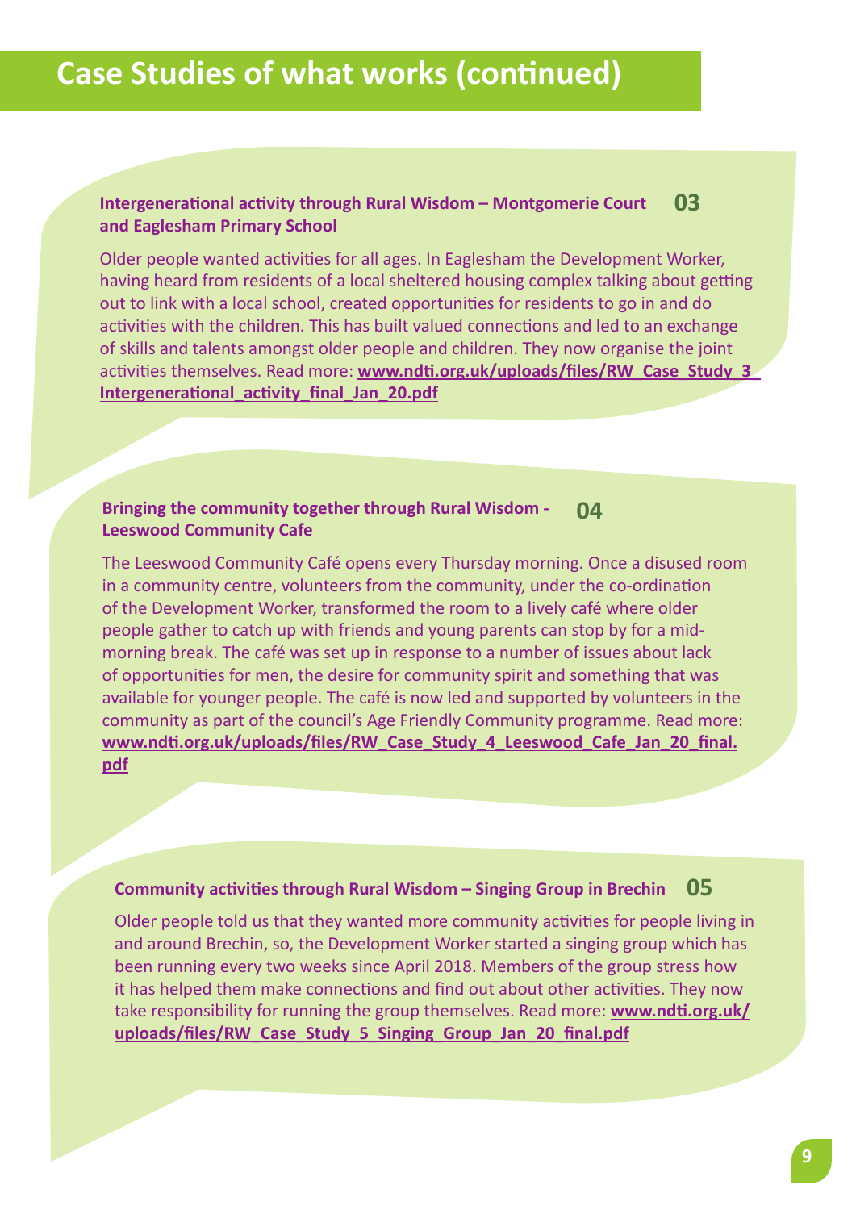# Case Studies of what works (continued)

### Intergenerational activity through Rural Wisdom – Montgomerie Court and Eaglesham Primary School 03

Older people wanted activities for all ages. In Eaglesham the Development Worker, having heard from residents of a local sheltered housing complex talking about getting out to link with a local school, created opportunities for residents to go in and do activities with the children. This has built valued connections and led to an exchange of skills and talents amongst older people and children. They now organise the joint activities themselves. Read more: **www.ndti.org.uk/uploads/files/RW_Case_Study_3_Intergenerational_activity_final_Jan_20.pdf**

### Bringing the community together through Rural Wisdom - Leeswood Community Cafe 04

The Leeswood Community Café opens every Thursday morning. Once a disused room in a community centre, volunteers from the community, under the co-ordination of the Development Worker, transformed the room to a lively café where older people gather to catch up with friends and young parents can stop by for a mid-morning break. The café was set up in response to a number of issues about lack of opportunities for men, the desire for community spirit and something that was available for younger people. The café is now led and supported by volunteers in the community as part of the council's Age Friendly Community programme. Read more: **www.ndti.org.uk/uploads/files/RW_Case_Study_4_Leeswood_Cafe_Jan_20_final.pdf**

### Community activities through Rural Wisdom – Singing Group in Brechin 05

Older people told us that they wanted more community activities for people living in and around Brechin, so, the Development Worker started a singing group which has been running every two weeks since April 2018. Members of the group stress how it has helped them make connections and find out about other activities. They now take responsibility for running the group themselves. Read more: **www.ndti.org.uk/uploads/files/RW_Case_Study_5_Singing_Group_Jan_20_final.pdf**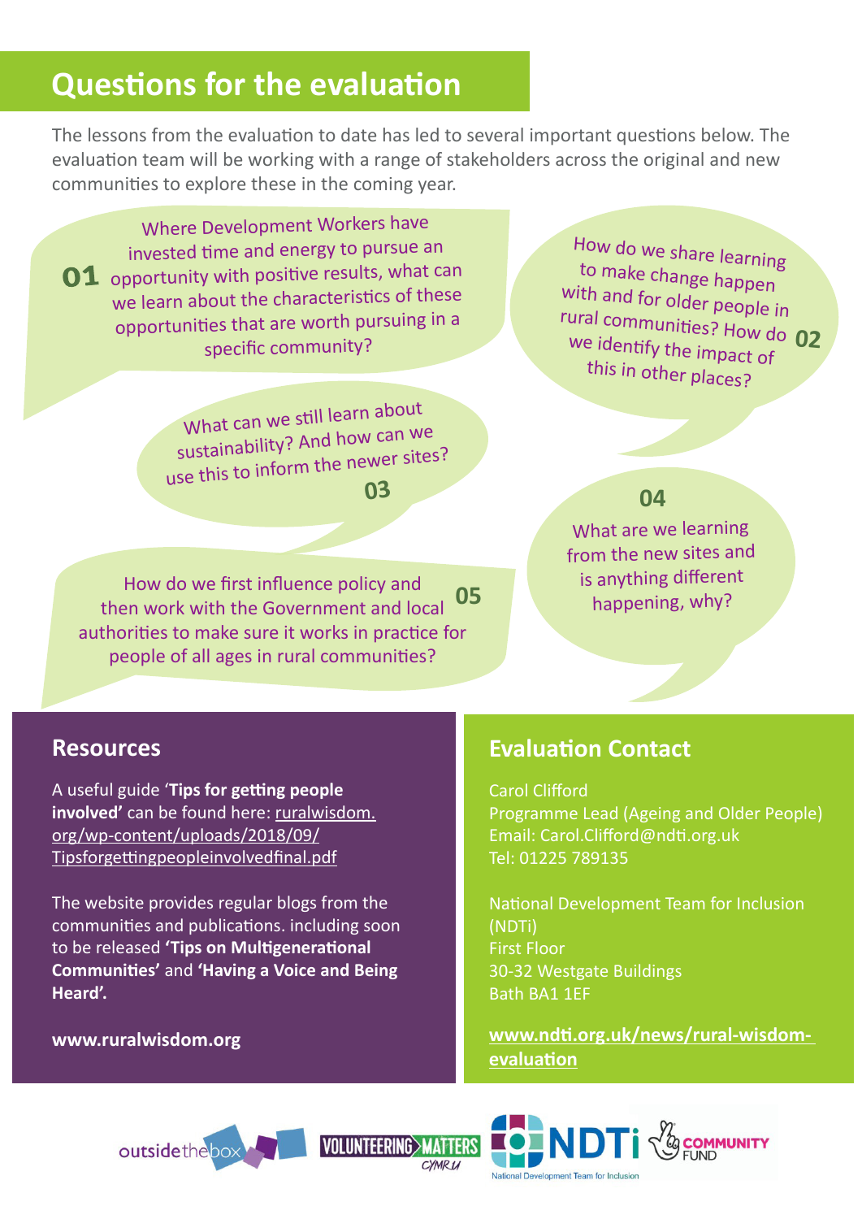# Questions for the evaluation

The lessons from the evaluation to date has led to several important questions below. The evaluation team will be working with a range of stakeholders across the original and new communities to explore these in the coming year.

**01** Where Development Workers have invested time and energy to pursue an opportunity with positive results, what can we learn about the characteristics of these opportunities that are worth pursuing in a specific community?

**02** How do we share learning to make change happen with and for older people in rural communities? How do we identify the impact of this in other places?

**03** What can we still learn about sustainability? And how can we use this to inform the newer sites?

**04** What are we learning from the new sites and is anything different happening, why?

**05** How do we first influence policy and then work with the Government and local authorities to make sure it works in practice for people of all ages in rural communities?

## Resources

A useful guide '**Tips for getting people involved'** can be found here: ruralwisdom.org/wp-content/uploads/2018/09/Tipsforgettingpeopleinvolvedfinal.pdf

The website provides regular blogs from the communities and publications. including soon to be released **'Tips on Multigenerational Communities'** and **'Having a Voice and Being Heard'.**

**www.ruralwisdom.org**

## Evaluation Contact

Carol Clifford
Programme Lead (Ageing and Older People)
Email: Carol.Clifford@ndti.org.uk
Tel: 01225 789135

National Development Team for Inclusion (NDTi)
First Floor
30-32 Westgate Buildings
Bath BA1 1EF

**www.ndti.org.uk/news/rural-wisdom-evaluation**

outsidethebox | VOLUNTEERING MATTERS CYMRU | NDTi National Development Team for Inclusion | COMMUNITY FUND